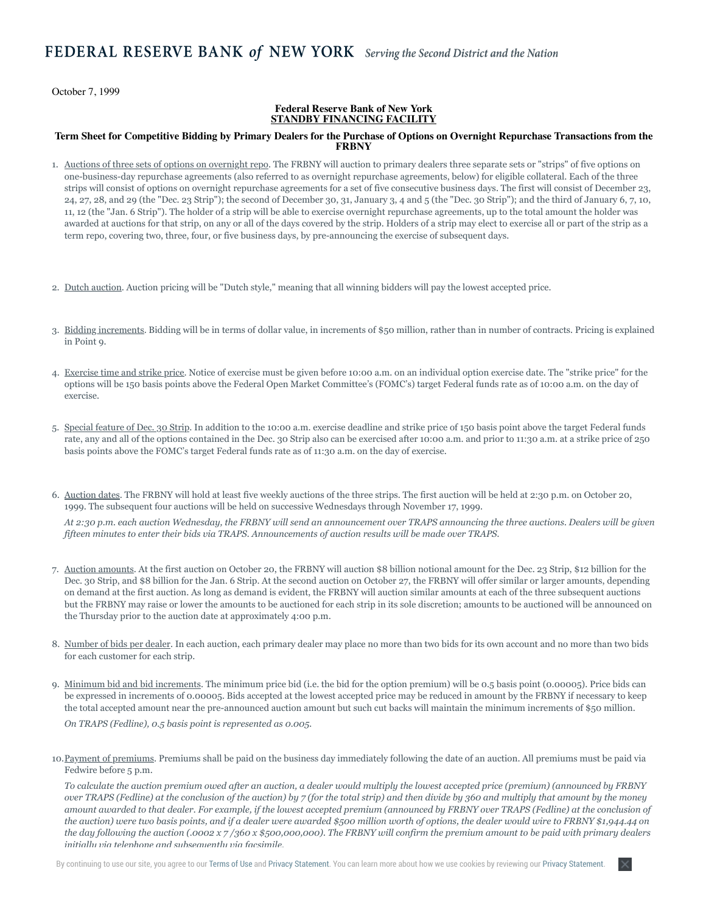FEDERAL RESERVE BANK *of* NEW YORK *Serving the Second District and the Nation*

October 7, 1999

## Federal Reserve Bank of New York
## STANDBY FINANCING FACILITY

### Term Sheet for Competitive Bidding by Primary Dealers for the Purchase of Options on Overnight Repurchase Transactions from the FRBNY

1. Auctions of three sets of options on overnight repo. The FRBNY will auction to primary dealers three separate sets or "strips" of five options on one-business-day repurchase agreements (also referred to as overnight repurchase agreements, below) for eligible collateral. Each of the three strips will consist of options on overnight repurchase agreements for a set of five consecutive business days. The first will consist of December 23, 24, 27, 28, and 29 (the "Dec. 23 Strip"); the second of December 30, 31, January 3, 4 and 5 (the "Dec. 30 Strip"); and the third of January 6, 7, 10, 11, 12 (the "Jan. 6 Strip"). The holder of a strip will be able to exercise overnight repurchase agreements, up to the total amount the holder was awarded at auctions for that strip, on any or all of the days covered by the strip. Holders of a strip may elect to exercise all or part of the strip as a term repo, covering two, three, four, or five business days, by pre-announcing the exercise of subsequent days.

2. Dutch auction. Auction pricing will be "Dutch style," meaning that all winning bidders will pay the lowest accepted price.

3. Bidding increments. Bidding will be in terms of dollar value, in increments of $50 million, rather than in number of contracts. Pricing is explained in Point 9.

4. Exercise time and strike price. Notice of exercise must be given before 10:00 a.m. on an individual option exercise date. The "strike price" for the options will be 150 basis points above the Federal Open Market Committee's (FOMC's) target Federal funds rate as of 10:00 a.m. on the day of exercise.

5. Special feature of Dec. 30 Strip. In addition to the 10:00 a.m. exercise deadline and strike price of 150 basis point above the target Federal funds rate, any and all of the options contained in the Dec. 30 Strip also can be exercised after 10:00 a.m. and prior to 11:30 a.m. at a strike price of 250 basis points above the FOMC's target Federal funds rate as of 11:30 a.m. on the day of exercise.

6. Auction dates. The FRBNY will hold at least five weekly auctions of the three strips. The first auction will be held at 2:30 p.m. on October 20, 1999. The subsequent four auctions will be held on successive Wednesdays through November 17, 1999.

   *At 2:30 p.m. each auction Wednesday, the FRBNY will send an announcement over TRAPS announcing the three auctions. Dealers will be given fifteen minutes to enter their bids via TRAPS. Announcements of auction results will be made over TRAPS.*

7. Auction amounts. At the first auction on October 20, the FRBNY will auction $8 billion notional amount for the Dec. 23 Strip, $12 billion for the Dec. 30 Strip, and $8 billion for the Jan. 6 Strip. At the second auction on October 27, the FRBNY will offer similar or larger amounts, depending on demand at the first auction. As long as demand is evident, the FRBNY will auction similar amounts at each of the three subsequent auctions but the FRBNY may raise or lower the amounts to be auctioned for each strip in its sole discretion; amounts to be auctioned will be announced on the Thursday prior to the auction date at approximately 4:00 p.m.

8. Number of bids per dealer. In each auction, each primary dealer may place no more than two bids for its own account and no more than two bids for each customer for each strip.

9. Minimum bid and bid increments. The minimum price bid (i.e. the bid for the option premium) will be 0.5 basis point (0.00005). Price bids can be expressed in increments of 0.00005. Bids accepted at the lowest accepted price may be reduced in amount by the FRBNY if necessary to keep the total accepted amount near the pre-announced auction amount but such cut backs will maintain the minimum increments of $50 million.

   *On TRAPS (Fedline), 0.5 basis point is represented as 0.005.*

10. Payment of premiums. Premiums shall be paid on the business day immediately following the date of an auction. All premiums must be paid via Fedwire before 5 p.m.

    *To calculate the auction premium owed after an auction, a dealer would multiply the lowest accepted price (premium) (announced by FRBNY over TRAPS (Fedline) at the conclusion of the auction) by 7 (for the total strip) and then divide by 360 and multiply that amount by the money amount awarded to that dealer. For example, if the lowest accepted premium (announced by FRBNY over TRAPS (Fedline) at the conclusion of the auction) were two basis points, and if a dealer were awarded $500 million worth of options, the dealer would wire to FRBNY $1,944.44 on the day following the auction (.0002 x 7 /360 x $500,000,000). The FRBNY will confirm the premium amount to be paid with primary dealers initially via telephone and subsequently via facsimile.*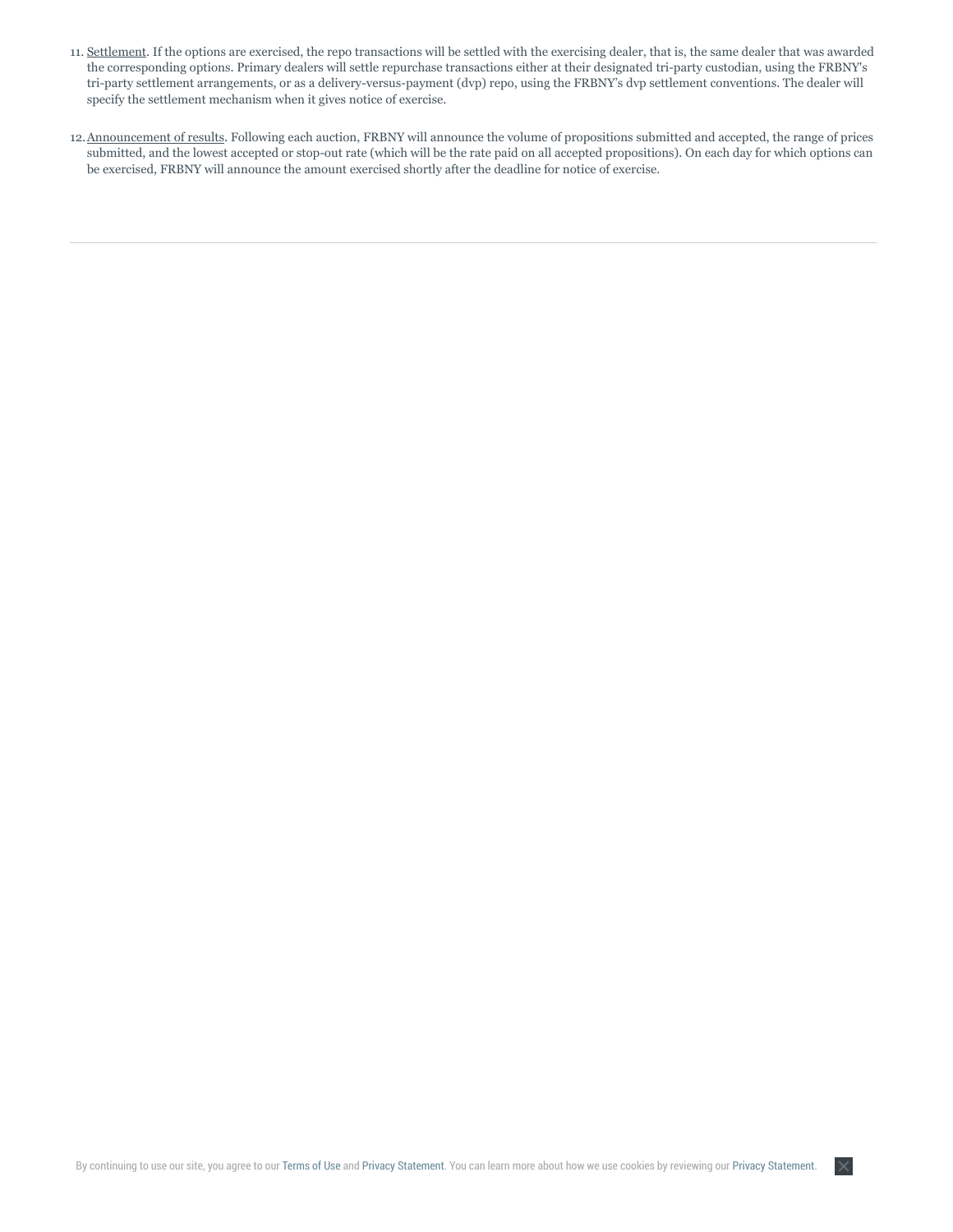11. <u>Settlement</u>. If the options are exercised, the repo transactions will be settled with the exercising dealer, that is, the same dealer that was awarded the corresponding options. Primary dealers will settle repurchase transactions either at their designated tri-party custodian, using the FRBNY's tri-party settlement arrangements, or as a delivery-versus-payment (dvp) repo, using the FRBNY's dvp settlement conventions. The dealer will specify the settlement mechanism when it gives notice of exercise.

12. <u>Announcement of results</u>. Following each auction, FRBNY will announce the volume of propositions submitted and accepted, the range of prices submitted, and the lowest accepted or stop-out rate (which will be the rate paid on all accepted propositions). On each day for which options can be exercised, FRBNY will announce the amount exercised shortly after the deadline for notice of exercise.